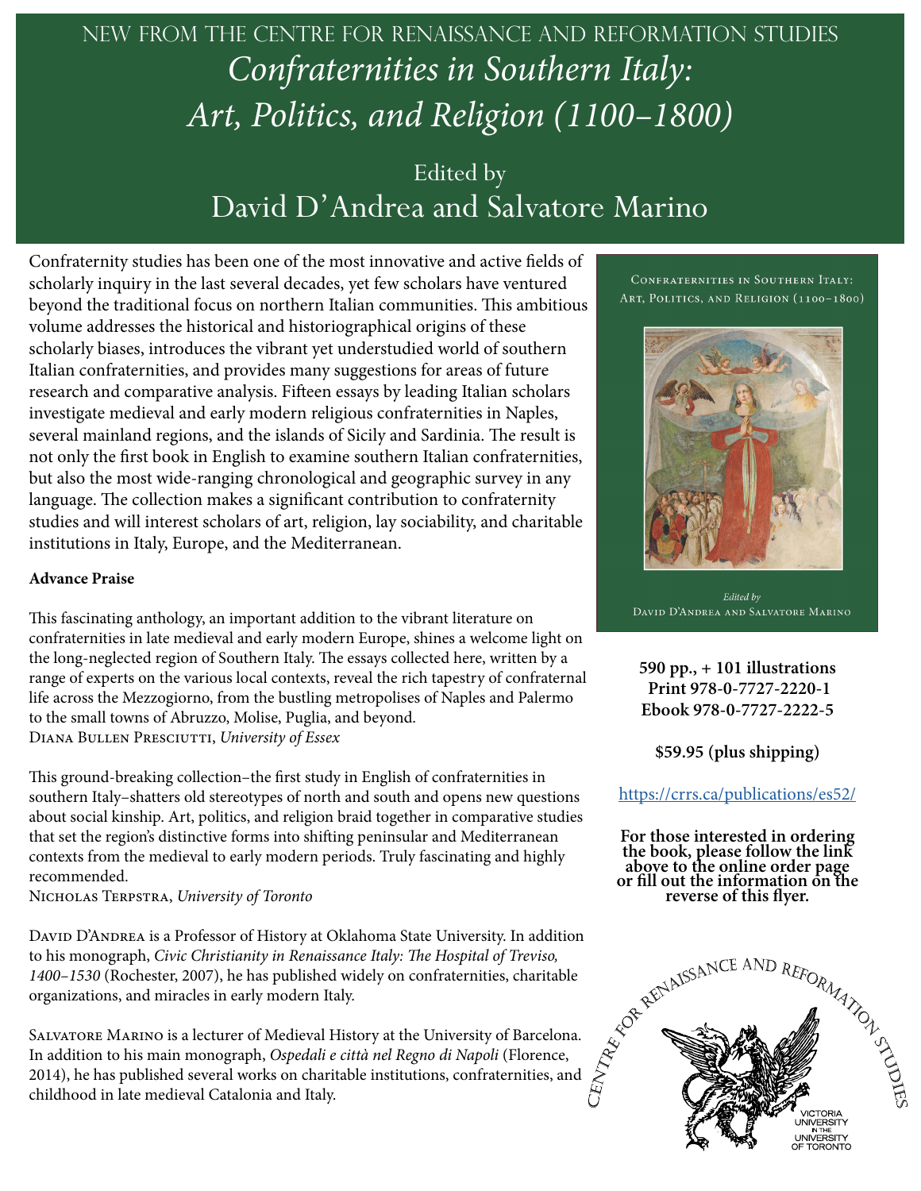NEW FROM THE CENTRE FOR RENAISSANCE AND REFORMATION STUDIES

# *Confraternities in Southern Italy: Art, Politics, and Religion (1100–1800)*

## Edited by David D'Andrea and Salvatore Marino

Confraternity studies has been one of the most innovative and active fields of scholarly inquiry in the last several decades, yet few scholars have ventured beyond the traditional focus on northern Italian communities. This ambitious volume addresses the historical and historiographical origins of these scholarly biases, introduces the vibrant yet understudied world of southern Italian confraternities, and provides many suggestions for areas of future research and comparative analysis. Fifteen essays by leading Italian scholars investigate medieval and early modern religious confraternities in Naples, several mainland regions, and the islands of Sicily and Sardinia. The result is not only the first book in English to examine southern Italian confraternities, but also the most wide-ranging chronological and geographic survey in any language. The collection makes a significant contribution to confraternity studies and will interest scholars of art, religion, lay sociability, and charitable institutions in Italy, Europe, and the Mediterranean.

**Advance Praise**

This fascinating anthology, an important addition to the vibrant literature on confraternities in late medieval and early modern Europe, shines a welcome light on the long-neglected region of Southern Italy. The essays collected here, written by a range of experts on the various local contexts, reveal the rich tapestry of confraternal life across the Mezzogiorno, from the bustling metropolises of Naples and Palermo to the small towns of Abruzzo, Molise, Puglia, and beyond.
Diana Bullen Presciutti, *University of Essex*

This ground-breaking collection–the first study in English of confraternities in southern Italy–shatters old stereotypes of north and south and opens new questions about social kinship. Art, politics, and religion braid together in comparative studies that set the region's distinctive forms into shifting peninsular and Mediterranean contexts from the medieval to early modern periods. Truly fascinating and highly recommended.
Nicholas Terpstra, *University of Toronto*

David D'Andrea is a Professor of History at Oklahoma State University. In addition to his monograph, *Civic Christianity in Renaissance Italy: The Hospital of Treviso, 1400–1530* (Rochester, 2007), he has published widely on confraternities, charitable organizations, and miracles in early modern Italy.

Salvatore Marino is a lecturer of Medieval History at the University of Barcelona. In addition to his main monograph, *Ospedali e città nel Regno di Napoli* (Florence, 2014), he has published several works on charitable institutions, confraternities, and childhood in late medieval Catalonia and Italy.

CONFRATERNITIES IN SOUTHERN ITALY: ART, POLITICS, AND RELIGION (1100–1800)

*Edited by*
DAVID D'ANDREA AND SALVATORE MARINO

**590 pp., + 101 illustrations**
**Print 978-0-7727-2220-1**
**Ebook 978-0-7727-2222-5**

**$59.95 (plus shipping)**

https://crrs.ca/publications/es52/

**For those interested in ordering the book, please follow the link above to the online order page or fill out the information on the reverse of this flyer.**

CENTRE FOR RENAISSANCE AND REFORMATION STUDIES
VICTORIA UNIVERSITY IN THE UNIVERSITY OF TORONTO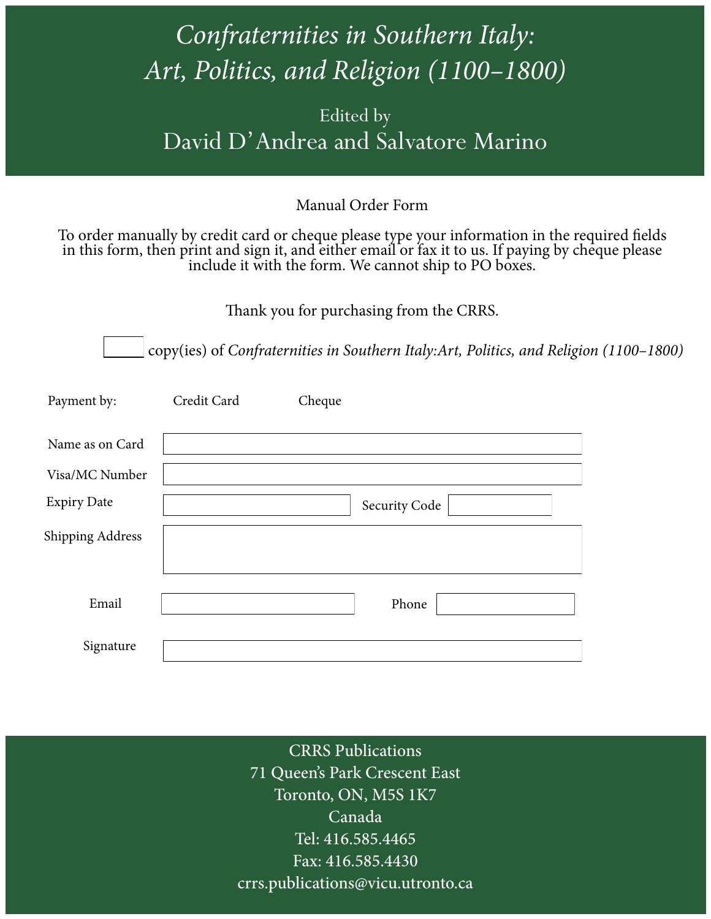# *Confraternities in Southern Italy: Art, Politics, and Religion (1100–1800)*

Edited by

## David D'Andrea and Salvatore Marino

Manual Order Form

To order manually by credit card or cheque please type your information in the required fields in this form, then print and sign it, and either email or fax it to us. If paying by cheque please include it with the form. We cannot ship to PO boxes.

Thank you for purchasing from the CRRS.

\_\_\_\_\_ copy(ies) of *Confraternities in Southern Italy:Art, Politics, and Religion (1100–1800)*

Payment by: Credit Card Cheque

Name as on Card \_\_\_\_\_\_\_\_\_\_\_\_\_\_\_\_\_\_\_\_

Visa/MC Number \_\_\_\_\_\_\_\_\_\_\_\_\_\_\_\_\_\_\_\_

Expiry Date \_\_\_\_\_\_\_\_\_\_ Security Code \_\_\_\_\_\_\_\_\_\_

Shipping Address \_\_\_\_\_\_\_\_\_\_\_\_\_\_\_\_\_\_\_\_

Email \_\_\_\_\_\_\_\_\_\_ Phone \_\_\_\_\_\_\_\_\_\_

Signature \_\_\_\_\_\_\_\_\_\_\_\_\_\_\_\_\_\_\_\_

CRRS Publications
71 Queen's Park Crescent East
Toronto, ON, M5S 1K7
Canada
Tel: 416.585.4465
Fax: 416.585.4430
crrs.publications@vicu.utronto.ca